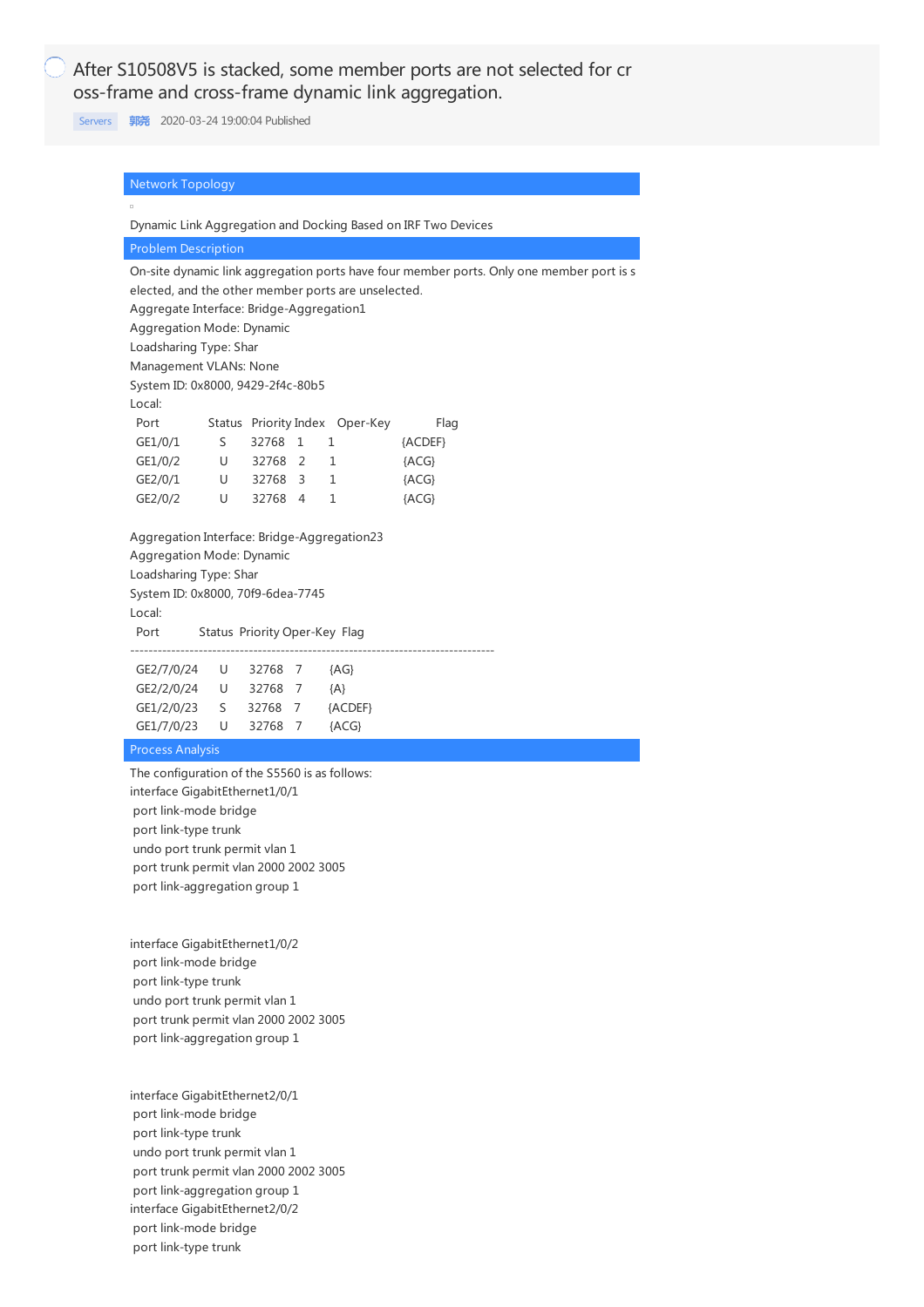# After S10508V5 is stacked, some member ports are not selected for cross-frame and cross-frame dynamic link aggregation.

Servers 郭尧 2020-03-24 19:00:04 Published

## Network Topology

Dynamic Link Aggregation and Docking Based on IRF Two Devices

## Problem Description

On-site dynamic link aggregation ports have four member ports. Only one member port is selected, and the other member ports are unselected.

```
Aggregate Interface: Bridge-Aggregation1
Aggregation Mode: Dynamic
Loadsharing Type: Shar
Management VLANs: None
System ID: 0x8000, 9429-2f4c-80b5
Local:
 Port        Status  Priority Index   Oper-Key         Flag
 GE1/0/1       S      32768   1      1               {ACDEF}
 GE1/0/2       U      32768   2      1               {ACG}
 GE2/0/1       U      32768   3      1               {ACG}
 GE2/0/2       U      32768   4      1               {ACG}

Aggregation Interface: Bridge-Aggregation23
Aggregation Mode: Dynamic
Loadsharing Type: Shar
System ID: 0x8000, 70f9-6dea-7745
Local:
 Port         Status  Priority Oper-Key  Flag
--------------------------------------------------------------------------------
 GE2/7/0/24    U      32768   7       {AG}
 GE2/2/0/24    U      32768   7       {A}
 GE1/2/0/23    S      32768   7      {ACDEF}
 GE1/7/0/23    U      32768   7       {ACG}
```

## Process Analysis

The configuration of the S5560 is as follows:

```
interface GigabitEthernet1/0/1
 port link-mode bridge
 port link-type trunk
 undo port trunk permit vlan 1
 port trunk permit vlan 2000 2002 3005
 port link-aggregation group 1


interface GigabitEthernet1/0/2
 port link-mode bridge
 port link-type trunk
 undo port trunk permit vlan 1
 port trunk permit vlan 2000 2002 3005
 port link-aggregation group 1


interface GigabitEthernet2/0/1
 port link-mode bridge
 port link-type trunk
 undo port trunk permit vlan 1
 port trunk permit vlan 2000 2002 3005
 port link-aggregation group 1
interface GigabitEthernet2/0/2
 port link-mode bridge
 port link-type trunk
```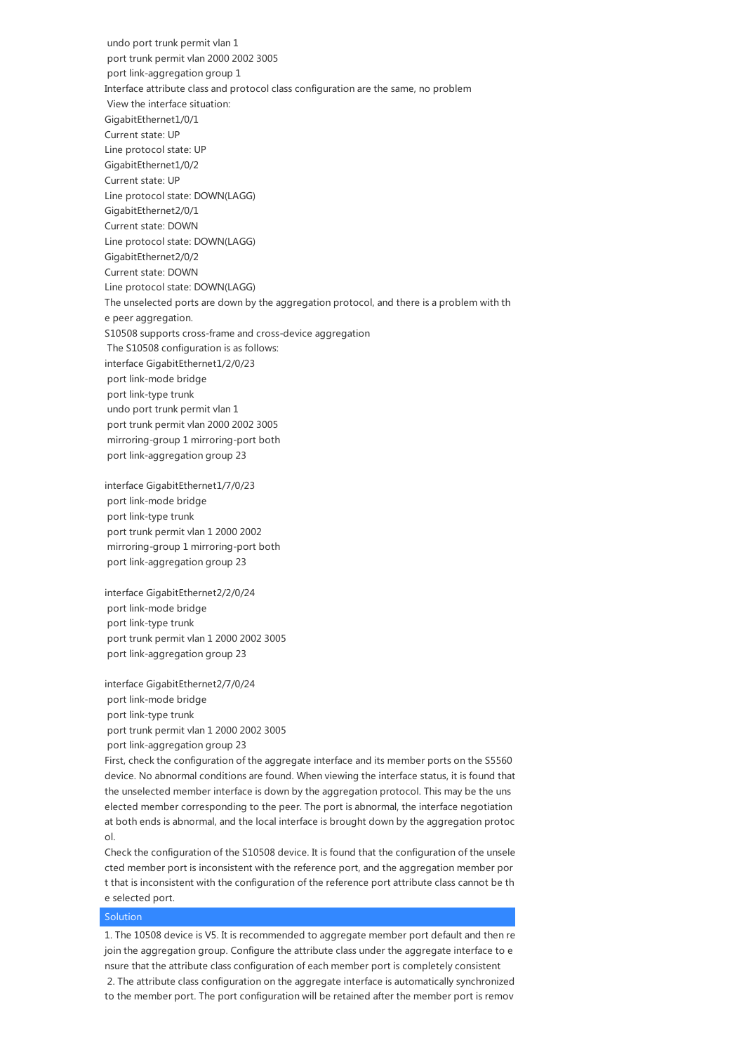```
 undo port trunk permit vlan 1
 port trunk permit vlan 2000 2002 3005
 port link-aggregation group 1
```

Interface attribute class and protocol class configuration are the same, no problem

View the interface situation:

```
GigabitEthernet1/0/1
Current state: UP
Line protocol state: UP
GigabitEthernet1/0/2
Current state: UP
Line protocol state: DOWN(LAGG)
GigabitEthernet2/0/1
Current state: DOWN
Line protocol state: DOWN(LAGG)
GigabitEthernet2/0/2
Current state: DOWN
Line protocol state: DOWN(LAGG)
```

The unselected ports are down by the aggregation protocol, and there is a problem with the peer aggregation.

S10508 supports cross-frame and cross-device aggregation

The S10508 configuration is as follows:

```
interface GigabitEthernet1/2/0/23
 port link-mode bridge
 port link-type trunk
 undo port trunk permit vlan 1
 port trunk permit vlan 2000 2002 3005
 mirroring-group 1 mirroring-port both
 port link-aggregation group 23

interface GigabitEthernet1/7/0/23
 port link-mode bridge
 port link-type trunk
 port trunk permit vlan 1 2000 2002
 mirroring-group 1 mirroring-port both
 port link-aggregation group 23

interface GigabitEthernet2/2/0/24
 port link-mode bridge
 port link-type trunk
 port trunk permit vlan 1 2000 2002 3005
 port link-aggregation group 23

interface GigabitEthernet2/7/0/24
 port link-mode bridge
 port link-type trunk
 port trunk permit vlan 1 2000 2002 3005
 port link-aggregation group 23
```

First, check the configuration of the aggregate interface and its member ports on the S5560 device. No abnormal conditions are found. When viewing the interface status, it is found that the unselected member interface is down by the aggregation protocol. This may be the unselected member corresponding to the peer. The port is abnormal, the interface negotiation at both ends is abnormal, and the local interface is brought down by the aggregation protocol.

Check the configuration of the S10508 device. It is found that the configuration of the unselected member port is inconsistent with the reference port, and the aggregation member port that is inconsistent with the configuration of the reference port attribute class cannot be the selected port.

## Solution

1. The 10508 device is V5. It is recommended to aggregate member port default and then rejoin the aggregation group. Configure the attribute class under the aggregate interface to ensure that the attribute class configuration of each member port is completely consistent

2. The attribute class configuration on the aggregate interface is automatically synchronized to the member port. The port configuration will be retained after the member port is remov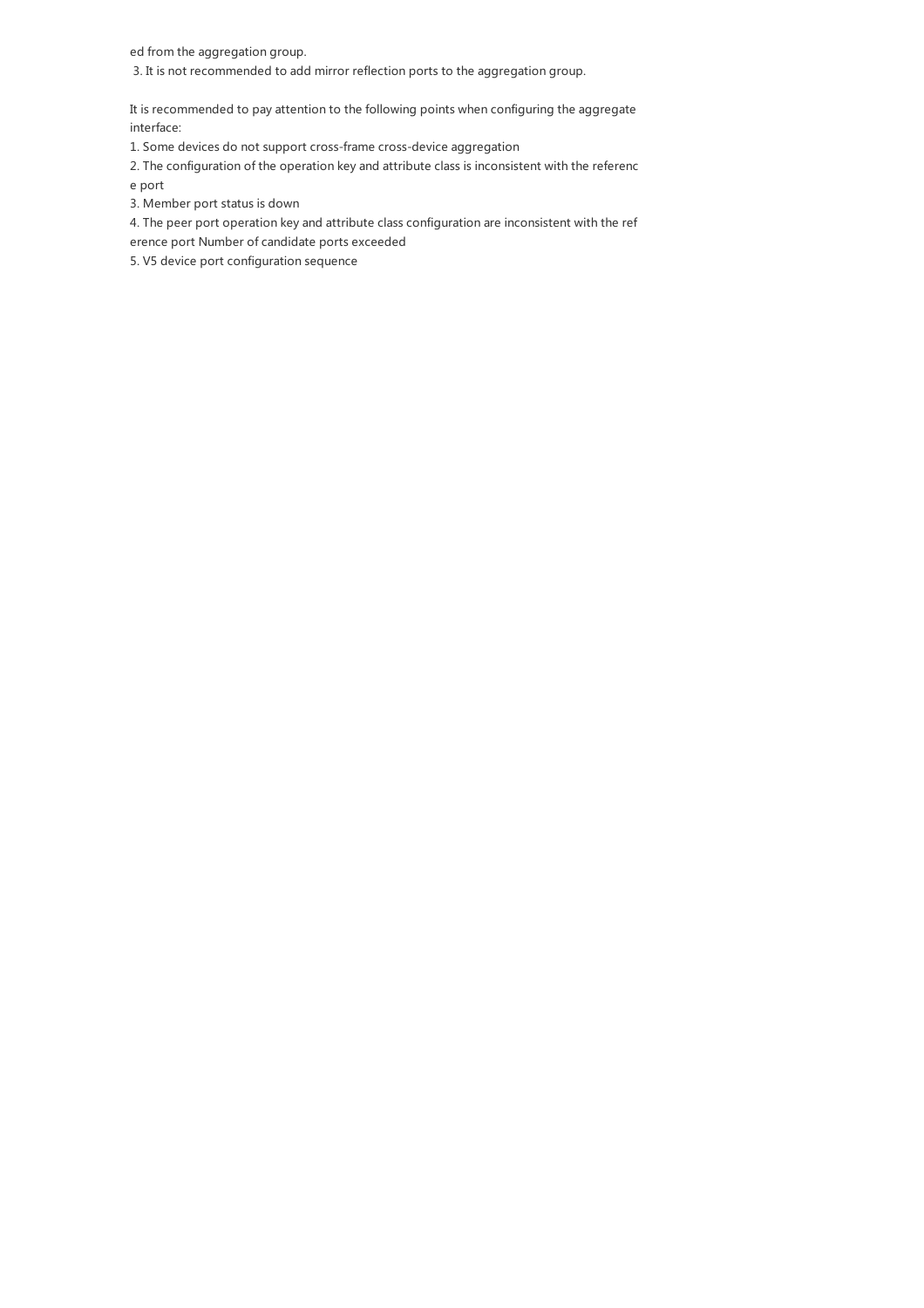ed from the aggregation group.

3. It is not recommended to add mirror reflection ports to the aggregation group.

It is recommended to pay attention to the following points when configuring the aggregate interface:

1. Some devices do not support cross-frame cross-device aggregation
2. The configuration of the operation key and attribute class is inconsistent with the reference port
3. Member port status is down
4. The peer port operation key and attribute class configuration are inconsistent with the reference port Number of candidate ports exceeded
5. V5 device port configuration sequence